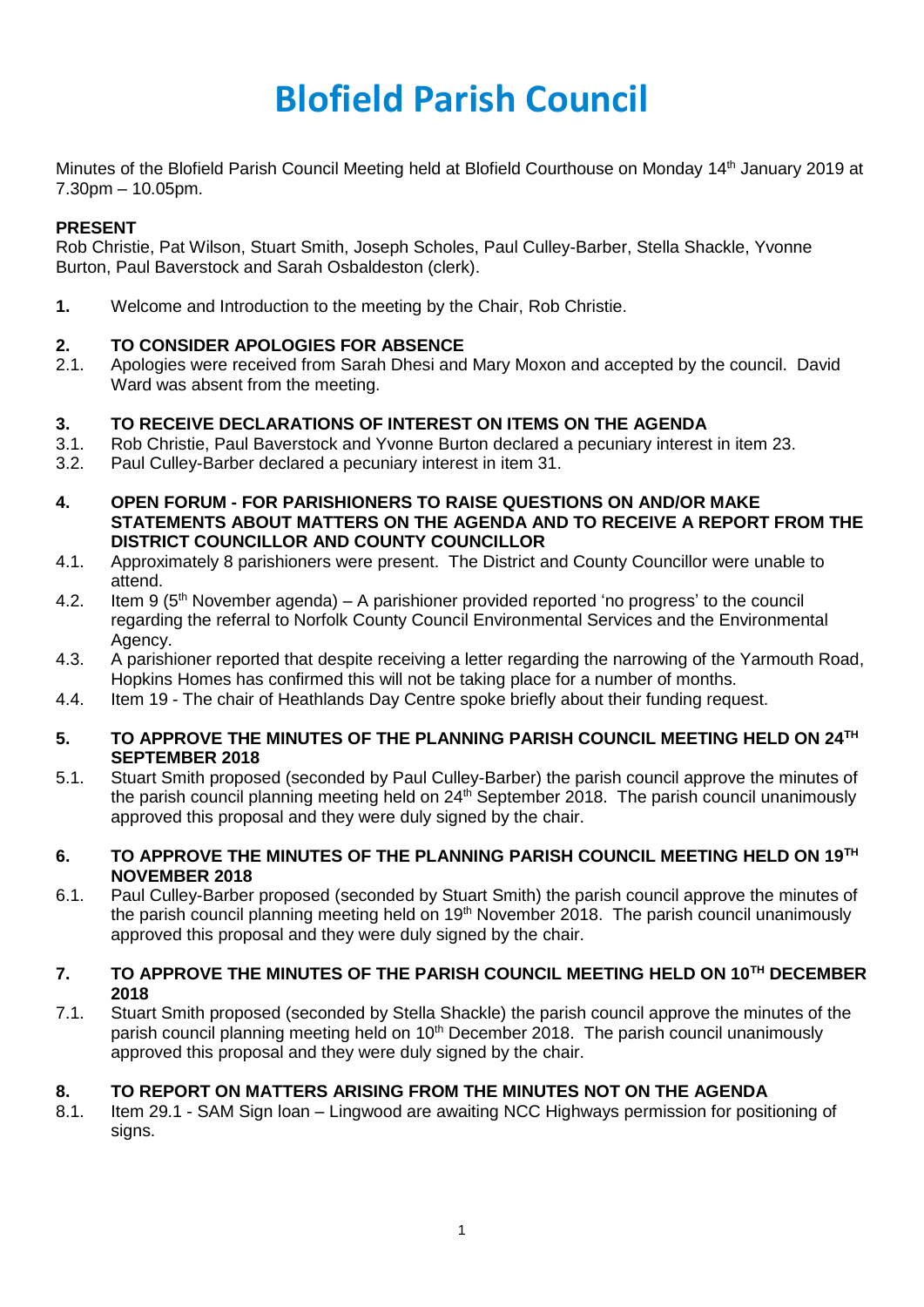# Blofield Parish Council

Minutes of the Blofield Parish Council Meeting held at Blofield Courthouse on Monday 14th January 2019 at 7.30pm – 10.05pm.

**PRESENT**

Rob Christie, Pat Wilson, Stuart Smith, Joseph Scholes, Paul Culley-Barber, Stella Shackle, Yvonne Burton, Paul Baverstock and Sarah Osbaldeston (clerk).

**1.** Welcome and Introduction to the meeting by the Chair, Rob Christie.

**2. TO CONSIDER APOLOGIES FOR ABSENCE**

2.1. Apologies were received from Sarah Dhesi and Mary Moxon and accepted by the council. David Ward was absent from the meeting.

**3. TO RECEIVE DECLARATIONS OF INTEREST ON ITEMS ON THE AGENDA**

3.1. Rob Christie, Paul Baverstock and Yvonne Burton declared a pecuniary interest in item 23.

3.2. Paul Culley-Barber declared a pecuniary interest in item 31.

**4. OPEN FORUM - FOR PARISHIONERS TO RAISE QUESTIONS ON AND/OR MAKE STATEMENTS ABOUT MATTERS ON THE AGENDA AND TO RECEIVE A REPORT FROM THE DISTRICT COUNCILLOR AND COUNTY COUNCILLOR**

4.1. Approximately 8 parishioners were present. The District and County Councillor were unable to attend.

4.2. Item 9 (5th November agenda) – A parishioner provided reported 'no progress' to the council regarding the referral to Norfolk County Council Environmental Services and the Environmental Agency.

4.3. A parishioner reported that despite receiving a letter regarding the narrowing of the Yarmouth Road, Hopkins Homes has confirmed this will not be taking place for a number of months.

4.4. Item 19 - The chair of Heathlands Day Centre spoke briefly about their funding request.

**5. TO APPROVE THE MINUTES OF THE PLANNING PARISH COUNCIL MEETING HELD ON 24TH SEPTEMBER 2018**

5.1. Stuart Smith proposed (seconded by Paul Culley-Barber) the parish council approve the minutes of the parish council planning meeting held on 24th September 2018. The parish council unanimously approved this proposal and they were duly signed by the chair.

**6. TO APPROVE THE MINUTES OF THE PLANNING PARISH COUNCIL MEETING HELD ON 19TH NOVEMBER 2018**

6.1. Paul Culley-Barber proposed (seconded by Stuart Smith) the parish council approve the minutes of the parish council planning meeting held on 19th November 2018. The parish council unanimously approved this proposal and they were duly signed by the chair.

**7. TO APPROVE THE MINUTES OF THE PARISH COUNCIL MEETING HELD ON 10TH DECEMBER 2018**

7.1. Stuart Smith proposed (seconded by Stella Shackle) the parish council approve the minutes of the parish council planning meeting held on 10th December 2018. The parish council unanimously approved this proposal and they were duly signed by the chair.

**8. TO REPORT ON MATTERS ARISING FROM THE MINUTES NOT ON THE AGENDA**

8.1. Item 29.1 - SAM Sign loan – Lingwood are awaiting NCC Highways permission for positioning of signs.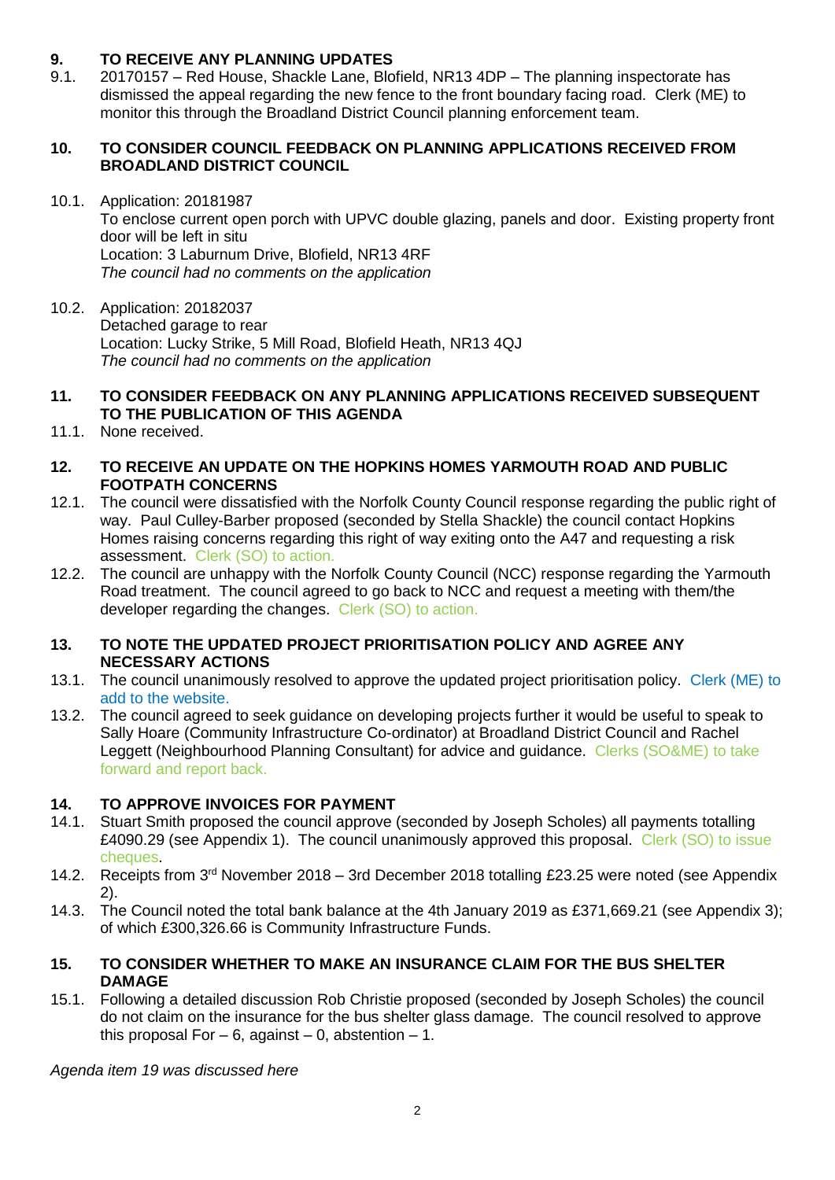## 9. TO RECEIVE ANY PLANNING UPDATES

9.1. 20170157 – Red House, Shackle Lane, Blofield, NR13 4DP – The planning inspectorate has dismissed the appeal regarding the new fence to the front boundary facing road. Clerk (ME) to monitor this through the Broadland District Council planning enforcement team.

## 10. TO CONSIDER COUNCIL FEEDBACK ON PLANNING APPLICATIONS RECEIVED FROM BROADLAND DISTRICT COUNCIL

10.1. Application: 20181987
To enclose current open porch with UPVC double glazing, panels and door. Existing property front door will be left in situ
Location: 3 Laburnum Drive, Blofield, NR13 4RF
*The council had no comments on the application*

10.2. Application: 20182037
Detached garage to rear
Location: Lucky Strike, 5 Mill Road, Blofield Heath, NR13 4QJ
*The council had no comments on the application*

## 11. TO CONSIDER FEEDBACK ON ANY PLANNING APPLICATIONS RECEIVED SUBSEQUENT TO THE PUBLICATION OF THIS AGENDA

11.1. None received.

## 12. TO RECEIVE AN UPDATE ON THE HOPKINS HOMES YARMOUTH ROAD AND PUBLIC FOOTPATH CONCERNS

12.1. The council were dissatisfied with the Norfolk County Council response regarding the public right of way. Paul Culley-Barber proposed (seconded by Stella Shackle) the council contact Hopkins Homes raising concerns regarding this right of way exiting onto the A47 and requesting a risk assessment. Clerk (SO) to action.

12.2. The council are unhappy with the Norfolk County Council (NCC) response regarding the Yarmouth Road treatment. The council agreed to go back to NCC and request a meeting with them/the developer regarding the changes. Clerk (SO) to action.

## 13. TO NOTE THE UPDATED PROJECT PRIORITISATION POLICY AND AGREE ANY NECESSARY ACTIONS

13.1. The council unanimously resolved to approve the updated project prioritisation policy. Clerk (ME) to add to the website.

13.2. The council agreed to seek guidance on developing projects further it would be useful to speak to Sally Hoare (Community Infrastructure Co-ordinator) at Broadland District Council and Rachel Leggett (Neighbourhood Planning Consultant) for advice and guidance. Clerks (SO&ME) to take forward and report back.

## 14. TO APPROVE INVOICES FOR PAYMENT

14.1. Stuart Smith proposed the council approve (seconded by Joseph Scholes) all payments totalling £4090.29 (see Appendix 1). The council unanimously approved this proposal. Clerk (SO) to issue cheques.

14.2. Receipts from 3rd November 2018 – 3rd December 2018 totalling £23.25 were noted (see Appendix 2).

14.3. The Council noted the total bank balance at the 4th January 2019 as £371,669.21 (see Appendix 3); of which £300,326.66 is Community Infrastructure Funds.

## 15. TO CONSIDER WHETHER TO MAKE AN INSURANCE CLAIM FOR THE BUS SHELTER DAMAGE

15.1. Following a detailed discussion Rob Christie proposed (seconded by Joseph Scholes) the council do not claim on the insurance for the bus shelter glass damage. The council resolved to approve this proposal For – 6, against – 0, abstention – 1.

*Agenda item 19 was discussed here*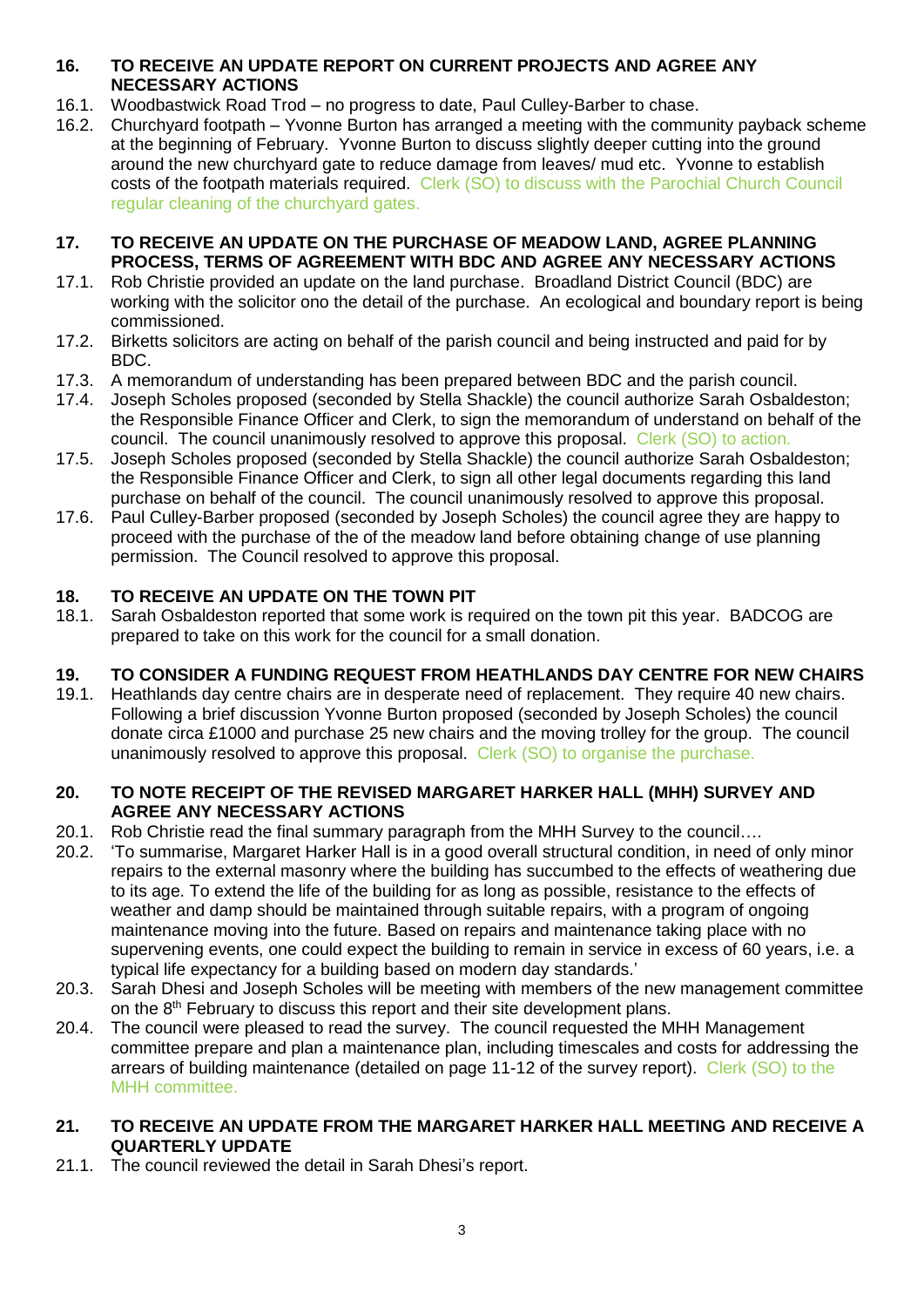## 16. TO RECEIVE AN UPDATE REPORT ON CURRENT PROJECTS AND AGREE ANY NECESSARY ACTIONS

16.1. Woodbastwick Road Trod – no progress to date, Paul Culley-Barber to chase.

16.2. Churchyard footpath – Yvonne Burton has arranged a meeting with the community payback scheme at the beginning of February. Yvonne Burton to discuss slightly deeper cutting into the ground around the new churchyard gate to reduce damage from leaves/ mud etc. Yvonne to establish costs of the footpath materials required. Clerk (SO) to discuss with the Parochial Church Council regular cleaning of the churchyard gates.

## 17. TO RECEIVE AN UPDATE ON THE PURCHASE OF MEADOW LAND, AGREE PLANNING PROCESS, TERMS OF AGREEMENT WITH BDC AND AGREE ANY NECESSARY ACTIONS

17.1. Rob Christie provided an update on the land purchase. Broadland District Council (BDC) are working with the solicitor ono the detail of the purchase. An ecological and boundary report is being commissioned.

17.2. Birketts solicitors are acting on behalf of the parish council and being instructed and paid for by BDC.

17.3. A memorandum of understanding has been prepared between BDC and the parish council.

17.4. Joseph Scholes proposed (seconded by Stella Shackle) the council authorize Sarah Osbaldeston; the Responsible Finance Officer and Clerk, to sign the memorandum of understand on behalf of the council. The council unanimously resolved to approve this proposal. Clerk (SO) to action.

17.5. Joseph Scholes proposed (seconded by Stella Shackle) the council authorize Sarah Osbaldeston; the Responsible Finance Officer and Clerk, to sign all other legal documents regarding this land purchase on behalf of the council. The council unanimously resolved to approve this proposal.

17.6. Paul Culley-Barber proposed (seconded by Joseph Scholes) the council agree they are happy to proceed with the purchase of the of the meadow land before obtaining change of use planning permission. The Council resolved to approve this proposal.

## 18. TO RECEIVE AN UPDATE ON THE TOWN PIT

18.1. Sarah Osbaldeston reported that some work is required on the town pit this year. BADCOG are prepared to take on this work for the council for a small donation.

## 19. TO CONSIDER A FUNDING REQUEST FROM HEATHLANDS DAY CENTRE FOR NEW CHAIRS

19.1. Heathlands day centre chairs are in desperate need of replacement. They require 40 new chairs. Following a brief discussion Yvonne Burton proposed (seconded by Joseph Scholes) the council donate circa £1000 and purchase 25 new chairs and the moving trolley for the group. The council unanimously resolved to approve this proposal. Clerk (SO) to organise the purchase.

## 20. TO NOTE RECEIPT OF THE REVISED MARGARET HARKER HALL (MHH) SURVEY AND AGREE ANY NECESSARY ACTIONS

20.1. Rob Christie read the final summary paragraph from the MHH Survey to the council….

20.2. 'To summarise, Margaret Harker Hall is in a good overall structural condition, in need of only minor repairs to the external masonry where the building has succumbed to the effects of weathering due to its age. To extend the life of the building for as long as possible, resistance to the effects of weather and damp should be maintained through suitable repairs, with a program of ongoing maintenance moving into the future. Based on repairs and maintenance taking place with no supervening events, one could expect the building to remain in service in excess of 60 years, i.e. a typical life expectancy for a building based on modern day standards.'

20.3. Sarah Dhesi and Joseph Scholes will be meeting with members of the new management committee on the 8th February to discuss this report and their site development plans.

20.4. The council were pleased to read the survey. The council requested the MHH Management committee prepare and plan a maintenance plan, including timescales and costs for addressing the arrears of building maintenance (detailed on page 11-12 of the survey report). Clerk (SO) to the MHH committee.

## 21. TO RECEIVE AN UPDATE FROM THE MARGARET HARKER HALL MEETING AND RECEIVE A QUARTERLY UPDATE

21.1. The council reviewed the detail in Sarah Dhesi's report.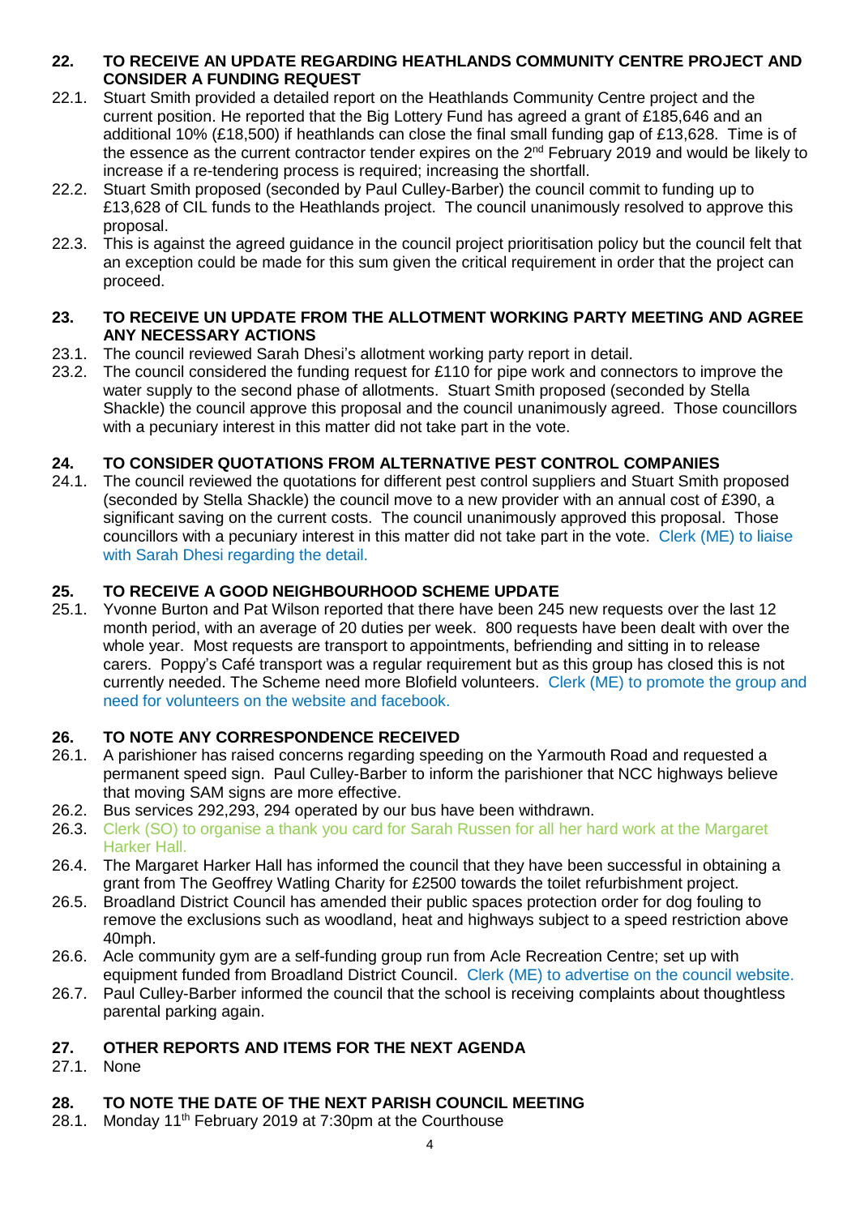## 22. TO RECEIVE AN UPDATE REGARDING HEATHLANDS COMMUNITY CENTRE PROJECT AND CONSIDER A FUNDING REQUEST

22.1. Stuart Smith provided a detailed report on the Heathlands Community Centre project and the current position. He reported that the Big Lottery Fund has agreed a grant of £185,646 and an additional 10% (£18,500) if heathlands can close the final small funding gap of £13,628. Time is of the essence as the current contractor tender expires on the 2nd February 2019 and would be likely to increase if a re-tendering process is required; increasing the shortfall.

22.2. Stuart Smith proposed (seconded by Paul Culley-Barber) the council commit to funding up to £13,628 of CIL funds to the Heathlands project. The council unanimously resolved to approve this proposal.

22.3. This is against the agreed guidance in the council project prioritisation policy but the council felt that an exception could be made for this sum given the critical requirement in order that the project can proceed.

## 23. TO RECEIVE UN UPDATE FROM THE ALLOTMENT WORKING PARTY MEETING AND AGREE ANY NECESSARY ACTIONS

23.1. The council reviewed Sarah Dhesi's allotment working party report in detail.

23.2. The council considered the funding request for £110 for pipe work and connectors to improve the water supply to the second phase of allotments. Stuart Smith proposed (seconded by Stella Shackle) the council approve this proposal and the council unanimously agreed. Those councillors with a pecuniary interest in this matter did not take part in the vote.

## 24. TO CONSIDER QUOTATIONS FROM ALTERNATIVE PEST CONTROL COMPANIES

24.1. The council reviewed the quotations for different pest control suppliers and Stuart Smith proposed (seconded by Stella Shackle) the council move to a new provider with an annual cost of £390, a significant saving on the current costs. The council unanimously approved this proposal. Those councillors with a pecuniary interest in this matter did not take part in the vote. Clerk (ME) to liaise with Sarah Dhesi regarding the detail.

## 25. TO RECEIVE A GOOD NEIGHBOURHOOD SCHEME UPDATE

25.1. Yvonne Burton and Pat Wilson reported that there have been 245 new requests over the last 12 month period, with an average of 20 duties per week. 800 requests have been dealt with over the whole year. Most requests are transport to appointments, befriending and sitting in to release carers. Poppy's Café transport was a regular requirement but as this group has closed this is not currently needed. The Scheme need more Blofield volunteers. Clerk (ME) to promote the group and need for volunteers on the website and facebook.

## 26. TO NOTE ANY CORRESPONDENCE RECEIVED

26.1. A parishioner has raised concerns regarding speeding on the Yarmouth Road and requested a permanent speed sign. Paul Culley-Barber to inform the parishioner that NCC highways believe that moving SAM signs are more effective.

26.2. Bus services 292,293, 294 operated by our bus have been withdrawn.

26.3. Clerk (SO) to organise a thank you card for Sarah Russen for all her hard work at the Margaret Harker Hall.

26.4. The Margaret Harker Hall has informed the council that they have been successful in obtaining a grant from The Geoffrey Watling Charity for £2500 towards the toilet refurbishment project.

26.5. Broadland District Council has amended their public spaces protection order for dog fouling to remove the exclusions such as woodland, heat and highways subject to a speed restriction above 40mph.

26.6. Acle community gym are a self-funding group run from Acle Recreation Centre; set up with equipment funded from Broadland District Council. Clerk (ME) to advertise on the council website.

26.7. Paul Culley-Barber informed the council that the school is receiving complaints about thoughtless parental parking again.

## 27. OTHER REPORTS AND ITEMS FOR THE NEXT AGENDA

27.1. None

## 28. TO NOTE THE DATE OF THE NEXT PARISH COUNCIL MEETING

28.1. Monday 11th February 2019 at 7:30pm at the Courthouse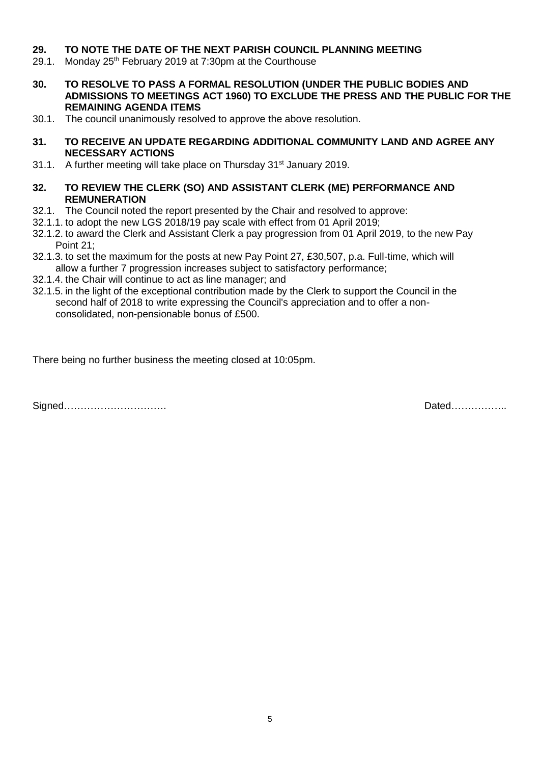**29. TO NOTE THE DATE OF THE NEXT PARISH COUNCIL PLANNING MEETING**

29.1. Monday 25th February 2019 at 7:30pm at the Courthouse

**30. TO RESOLVE TO PASS A FORMAL RESOLUTION (UNDER THE PUBLIC BODIES AND ADMISSIONS TO MEETINGS ACT 1960) TO EXCLUDE THE PRESS AND THE PUBLIC FOR THE REMAINING AGENDA ITEMS**

30.1. The council unanimously resolved to approve the above resolution.

**31. TO RECEIVE AN UPDATE REGARDING ADDITIONAL COMMUNITY LAND AND AGREE ANY NECESSARY ACTIONS**

31.1. A further meeting will take place on Thursday 31st January 2019.

**32. TO REVIEW THE CLERK (SO) AND ASSISTANT CLERK (ME) PERFORMANCE AND REMUNERATION**

32.1. The Council noted the report presented by the Chair and resolved to approve:

32.1.1. to adopt the new LGS 2018/19 pay scale with effect from 01 April 2019;

32.1.2. to award the Clerk and Assistant Clerk a pay progression from 01 April 2019, to the new Pay Point 21;

32.1.3. to set the maximum for the posts at new Pay Point 27, £30,507, p.a. Full-time, which will allow a further 7 progression increases subject to satisfactory performance;

32.1.4. the Chair will continue to act as line manager; and

32.1.5. in the light of the exceptional contribution made by the Clerk to support the Council in the second half of 2018 to write expressing the Council's appreciation and to offer a non-consolidated, non-pensionable bonus of £500.

There being no further business the meeting closed at 10:05pm.

Signed…………………………                                                                                   Dated……………..